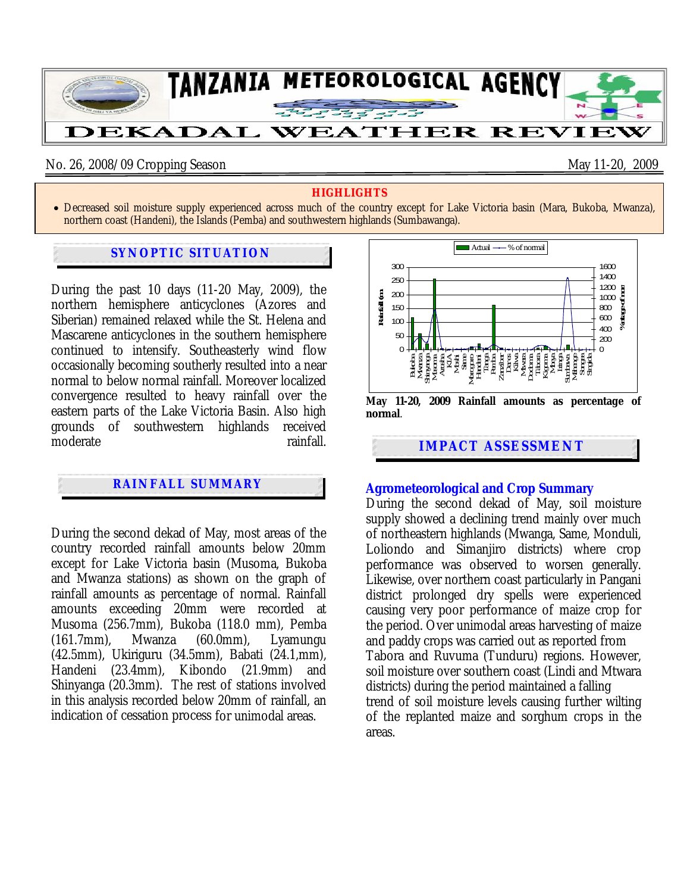# TANZANIA METEOROLOGICAL AGENCY

# DEKADAL WEATHER REVIEW

No. 26, 2008/09 Cropping Season — May 11-20, 2009

**HIGHLIGHTS**

- Decreased soil moisture supply experienced across much of the country except for Lake Victoria basin (Mara, Bukoba, Mwanza), northern coast (Handeni), the Islands (Pemba) and southwestern highlands (Sumbawanga).

## SYNOPTIC SITUATION

During the past 10 days (11-20 May, 2009), the northern hemisphere anticyclones (Azores and Siberian) remained relaxed while the St. Helena and Mascarene anticyclones in the southern hemisphere continued to intensify. Southeasterly wind flow occasionally becoming southerly resulted into a near normal to below normal rainfall. Moreover localized convergence resulted to heavy rainfall over the eastern parts of the Lake Victoria Basin. Also high grounds of southwestern highlands received moderate rainfall.

## RAINFALL SUMMARY

During the second dekad of May, most areas of the country recorded rainfall amounts below 20mm except for Lake Victoria basin (Musoma, Bukoba and Mwanza stations) as shown on the graph of rainfall amounts as percentage of normal. Rainfall amounts exceeding 20mm were recorded at Musoma (256.7mm), Bukoba (118.0 mm), Pemba (161.7mm), Mwanza (60.0mm), Lyamungu (42.5mm), Ukiriguru (34.5mm), Babati (24.1,mm), Handeni (23.4mm), Kibondo (21.9mm) and Shinyanga (20.3mm). The rest of stations involved in this analysis recorded below 20mm of rainfall, an indication of cessation process for unimodal areas.

**May 11-20, 2009 Rainfall amounts as percentage of normal**.

## IMPACT ASSESSMENT

### Agrometeorological and Crop Summary

During the second dekad of May, soil moisture supply showed a declining trend mainly over much of northeastern highlands (Mwanga, Same, Monduli, Loliondo and Simanjiro districts) where crop performance was observed to worsen generally. Likewise, over northern coast particularly in Pangani district prolonged dry spells were experienced causing very poor performance of maize crop for the period. Over unimodal areas harvesting of maize and paddy crops was carried out as reported from Tabora and Ruvuma (Tunduru) regions. However, soil moisture over southern coast (Lindi and Mtwara districts) during the period maintained a falling trend of soil moisture levels causing further wilting of the replanted maize and sorghum crops in the areas.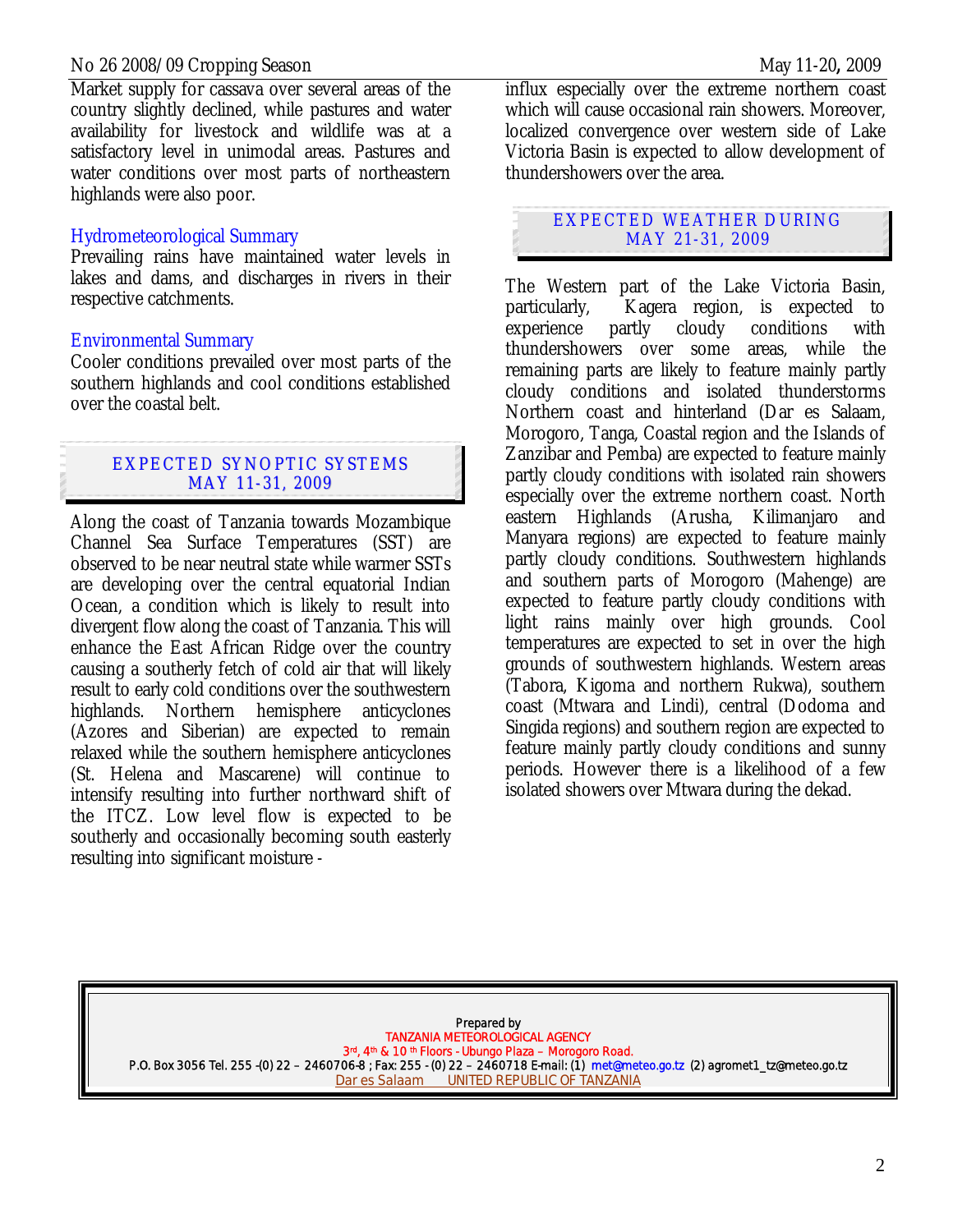Market supply for cassava over several areas of the country slightly declined, while pastures and water availability for livestock and wildlife was at a satisfactory level in unimodal areas. Pastures and water conditions over most parts of northeastern highlands were also poor.

## Hydrometeorological Summary

Prevailing rains have maintained water levels in lakes and dams, and discharges in rivers in their respective catchments.

## Environmental Summary

Cooler conditions prevailed over most parts of the southern highlands and cool conditions established over the coastal belt.

## EXPECTED SYNOPTIC SYSTEMS MAY 11-31, 2009

Along the coast of Tanzania towards Mozambique Channel Sea Surface Temperatures (SST) are observed to be near neutral state while warmer SSTs are developing over the central equatorial Indian Ocean, a condition which is likely to result into divergent flow along the coast of Tanzania. This will enhance the East African Ridge over the country causing a southerly fetch of cold air that will likely result to early cold conditions over the southwestern highlands. Northern hemisphere anticyclones (Azores and Siberian) are expected to remain relaxed while the southern hemisphere anticyclones (St. Helena and Mascarene) will continue to intensify resulting into further northward shift of the ITCZ. Low level flow is expected to be southerly and occasionally becoming south easterly resulting into significant moisture - influx especially over the extreme northern coast which will cause occasional rain showers. Moreover, localized convergence over western side of Lake Victoria Basin is expected to allow development of thundershowers over the area.

## EXPECTED WEATHER DURING MAY 21-31, 2009

The Western part of the Lake Victoria Basin, particularly, Kagera region, is expected to experience partly cloudy conditions with thundershowers over some areas, while the remaining parts are likely to feature mainly partly cloudy conditions and isolated thunderstorms Northern coast and hinterland (Dar es Salaam, Morogoro, Tanga, Coastal region and the Islands of Zanzibar and Pemba) are expected to feature mainly partly cloudy conditions with isolated rain showers especially over the extreme northern coast. North eastern Highlands (Arusha, Kilimanjaro and Manyara regions) are expected to feature mainly partly cloudy conditions. Southwestern highlands and southern parts of Morogoro (Mahenge) are expected to feature partly cloudy conditions with light rains mainly over high grounds. Cool temperatures are expected to set in over the high grounds of southwestern highlands. Western areas (Tabora, Kigoma and northern Rukwa), southern coast (Mtwara and Lindi), central (Dodoma and Singida regions) and southern region are expected to feature mainly partly cloudy conditions and sunny periods. However there is a likelihood of a few isolated showers over Mtwara during the dekad.

Prepared by
TANZANIA METEOROLOGICAL AGENCY
3rd, 4th & 10th Floors - Ubungo Plaza – Morogoro Road.
P.O. Box 3056 Tel. 255 -(0) 22 – 2460706-8 ; Fax: 255 - (0) 22 – 2460718 E-mail: (1) met@meteo.go.tz (2) agromet1_tz@meteo.go.tz
Dar es Salaam UNITED REPUBLIC OF TANZANIA